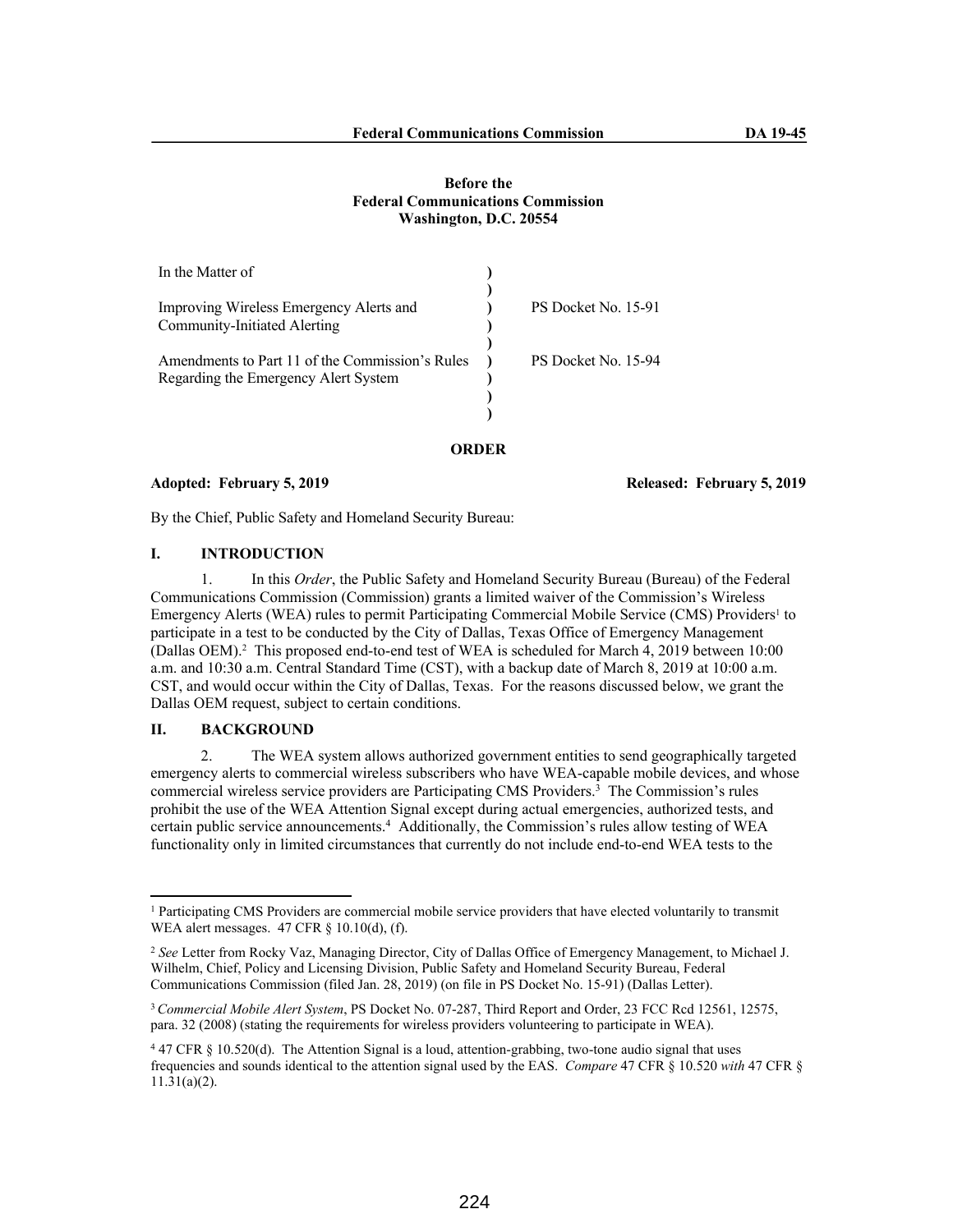**Before the**
**Federal Communications Commission**
**Washington, D.C. 20554**

| | | |
|---|---|---|
| In the Matter of | ) | |
| | ) | |
| Improving Wireless Emergency Alerts and Community-Initiated Alerting | ) | PS Docket No. 15-91 |
| | ) | |
| Amendments to Part 11 of the Commission's Rules Regarding the Emergency Alert System | ) | PS Docket No. 15-94 |
| | ) | |

**ORDER**

**Adopted: February 5, 2019** **Released: February 5, 2019**

By the Chief, Public Safety and Homeland Security Bureau:

## I. INTRODUCTION

1. In this *Order*, the Public Safety and Homeland Security Bureau (Bureau) of the Federal Communications Commission (Commission) grants a limited waiver of the Commission's Wireless Emergency Alerts (WEA) rules to permit Participating Commercial Mobile Service (CMS) Providers[1] to participate in a test to be conducted by the City of Dallas, Texas Office of Emergency Management (Dallas OEM).[2] This proposed end-to-end test of WEA is scheduled for March 4, 2019 between 10:00 a.m. and 10:30 a.m. Central Standard Time (CST), with a backup date of March 8, 2019 at 10:00 a.m. CST, and would occur within the City of Dallas, Texas. For the reasons discussed below, we grant the Dallas OEM request, subject to certain conditions.

## II. BACKGROUND

2. The WEA system allows authorized government entities to send geographically targeted emergency alerts to commercial wireless subscribers who have WEA-capable mobile devices, and whose commercial wireless service providers are Participating CMS Providers.[3] The Commission's rules prohibit the use of the WEA Attention Signal except during actual emergencies, authorized tests, and certain public service announcements.[4] Additionally, the Commission's rules allow testing of WEA functionality only in limited circumstances that currently do not include end-to-end WEA tests to the

---

[1] Participating CMS Providers are commercial mobile service providers that have elected voluntarily to transmit WEA alert messages. 47 CFR § 10.10(d), (f).

[2] *See* Letter from Rocky Vaz, Managing Director, City of Dallas Office of Emergency Management, to Michael J. Wilhelm, Chief, Policy and Licensing Division, Public Safety and Homeland Security Bureau, Federal Communications Commission (filed Jan. 28, 2019) (on file in PS Docket No. 15-91) (Dallas Letter).

[3] *Commercial Mobile Alert System*, PS Docket No. 07-287, Third Report and Order, 23 FCC Rcd 12561, 12575, para. 32 (2008) (stating the requirements for wireless providers volunteering to participate in WEA).

[4] 47 CFR § 10.520(d). The Attention Signal is a loud, attention-grabbing, two-tone audio signal that uses frequencies and sounds identical to the attention signal used by the EAS. *Compare* 47 CFR § 10.520 *with* 47 CFR § 11.31(a)(2).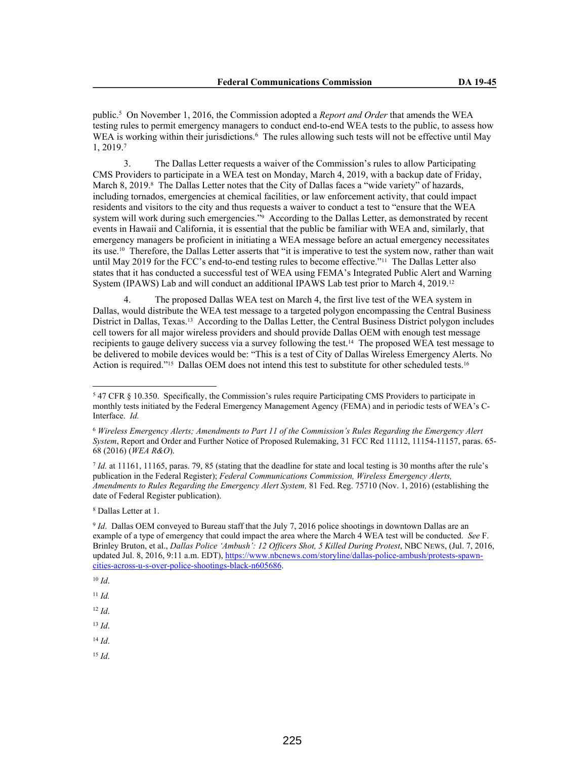public.[5] On November 1, 2016, the Commission adopted a *Report and Order* that amends the WEA testing rules to permit emergency managers to conduct end-to-end WEA tests to the public, to assess how WEA is working within their jurisdictions.[6] The rules allowing such tests will not be effective until May 1, 2019.[7]

3. The Dallas Letter requests a waiver of the Commission's rules to allow Participating CMS Providers to participate in a WEA test on Monday, March 4, 2019, with a backup date of Friday, March 8, 2019.[8] The Dallas Letter notes that the City of Dallas faces a "wide variety" of hazards, including tornados, emergencies at chemical facilities, or law enforcement activity, that could impact residents and visitors to the city and thus requests a waiver to conduct a test to "ensure that the WEA system will work during such emergencies."[9] According to the Dallas Letter, as demonstrated by recent events in Hawaii and California, it is essential that the public be familiar with WEA and, similarly, that emergency managers be proficient in initiating a WEA message before an actual emergency necessitates its use.[10] Therefore, the Dallas Letter asserts that "it is imperative to test the system now, rather than wait until May 2019 for the FCC's end-to-end testing rules to become effective."[11] The Dallas Letter also states that it has conducted a successful test of WEA using FEMA's Integrated Public Alert and Warning System (IPAWS) Lab and will conduct an additional IPAWS Lab test prior to March 4, 2019.[12]

4. The proposed Dallas WEA test on March 4, the first live test of the WEA system in Dallas, would distribute the WEA test message to a targeted polygon encompassing the Central Business District in Dallas, Texas.[13] According to the Dallas Letter, the Central Business District polygon includes cell towers for all major wireless providers and should provide Dallas OEM with enough test message recipients to gauge delivery success via a survey following the test.[14] The proposed WEA test message to be delivered to mobile devices would be: "This is a test of City of Dallas Wireless Emergency Alerts. No Action is required."[15] Dallas OEM does not intend this test to substitute for other scheduled tests.[16]

---

[5] 47 CFR § 10.350. Specifically, the Commission's rules require Participating CMS Providers to participate in monthly tests initiated by the Federal Emergency Management Agency (FEMA) and in periodic tests of WEA's C-Interface. *Id.*

[6] *Wireless Emergency Alerts; Amendments to Part 11 of the Commission's Rules Regarding the Emergency Alert System*, Report and Order and Further Notice of Proposed Rulemaking, 31 FCC Rcd 11112, 11154-11157, paras. 65-68 (2016) (*WEA R&O*).

[7] *Id.* at 11161, 11165, paras. 79, 85 (stating that the deadline for state and local testing is 30 months after the rule's publication in the Federal Register); *Federal Communications Commission, Wireless Emergency Alerts, Amendments to Rules Regarding the Emergency Alert System,* 81 Fed. Reg. 75710 (Nov. 1, 2016) (establishing the date of Federal Register publication).

[8] Dallas Letter at 1.

[9] *Id*. Dallas OEM conveyed to Bureau staff that the July 7, 2016 police shootings in downtown Dallas are an example of a type of emergency that could impact the area where the March 4 WEA test will be conducted. *See* F. Brinley Bruton, et al., *Dallas Police 'Ambush': 12 Officers Shot, 5 Killed During Protest*, NBC NEWS, (Jul. 7, 2016, updated Jul. 8, 2016, 9:11 a.m. EDT), https://www.nbcnews.com/storyline/dallas-police-ambush/protests-spawn-cities-across-u-s-over-police-shootings-black-n605686.

[10] *Id*.

[11] *Id.*

[12] *Id*.

[13] *Id*.

[14] *Id*.

[15] *Id*.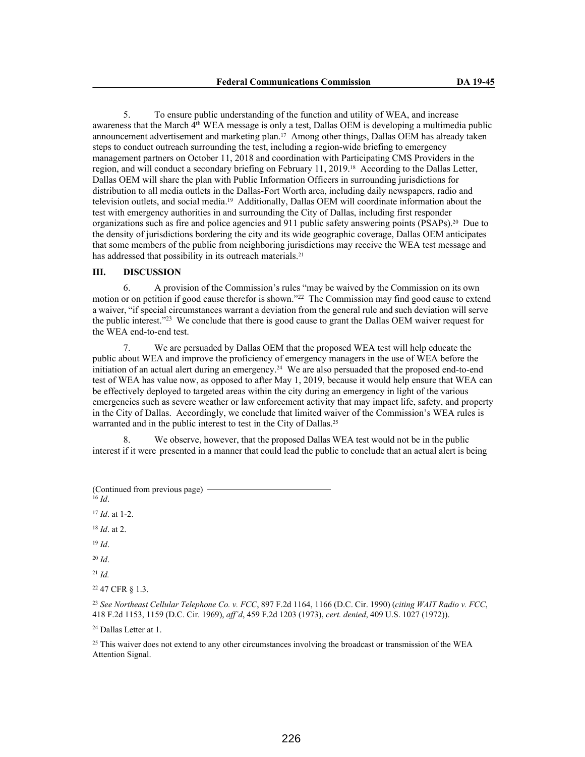5. To ensure public understanding of the function and utility of WEA, and increase awareness that the March 4th WEA message is only a test, Dallas OEM is developing a multimedia public announcement advertisement and marketing plan.[17] Among other things, Dallas OEM has already taken steps to conduct outreach surrounding the test, including a region-wide briefing to emergency management partners on October 11, 2018 and coordination with Participating CMS Providers in the region, and will conduct a secondary briefing on February 11, 2019.[18] According to the Dallas Letter, Dallas OEM will share the plan with Public Information Officers in surrounding jurisdictions for distribution to all media outlets in the Dallas-Fort Worth area, including daily newspapers, radio and television outlets, and social media.[19] Additionally, Dallas OEM will coordinate information about the test with emergency authorities in and surrounding the City of Dallas, including first responder organizations such as fire and police agencies and 911 public safety answering points (PSAPs).[20] Due to the density of jurisdictions bordering the city and its wide geographic coverage, Dallas OEM anticipates that some members of the public from neighboring jurisdictions may receive the WEA test message and has addressed that possibility in its outreach materials.[21]

## III. DISCUSSION

6. A provision of the Commission's rules "may be waived by the Commission on its own motion or on petition if good cause therefor is shown."[22] The Commission may find good cause to extend a waiver, "if special circumstances warrant a deviation from the general rule and such deviation will serve the public interest."[23] We conclude that there is good cause to grant the Dallas OEM waiver request for the WEA end-to-end test.

7. We are persuaded by Dallas OEM that the proposed WEA test will help educate the public about WEA and improve the proficiency of emergency managers in the use of WEA before the initiation of an actual alert during an emergency.[24] We are also persuaded that the proposed end-to-end test of WEA has value now, as opposed to after May 1, 2019, because it would help ensure that WEA can be effectively deployed to targeted areas within the city during an emergency in light of the various emergencies such as severe weather or law enforcement activity that may impact life, safety, and property in the City of Dallas. Accordingly, we conclude that limited waiver of the Commission's WEA rules is warranted and in the public interest to test in the City of Dallas.[25]

8. We observe, however, that the proposed Dallas WEA test would not be in the public interest if it were presented in a manner that could lead the public to conclude that an actual alert is being

(Continued from previous page)

[16] *Id*.

[17] *Id*. at 1-2.

[18] *Id*. at 2.

[19] *Id*.

[20] *Id*.

[21] *Id.*

[22] 47 CFR § 1.3.

[23] *See Northeast Cellular Telephone Co. v. FCC*, 897 F.2d 1164, 1166 (D.C. Cir. 1990) (*citing WAIT Radio v. FCC*, 418 F.2d 1153, 1159 (D.C. Cir. 1969), *aff'd*, 459 F.2d 1203 (1973), *cert. denied*, 409 U.S. 1027 (1972)).

[24] Dallas Letter at 1.

[25] This waiver does not extend to any other circumstances involving the broadcast or transmission of the WEA Attention Signal.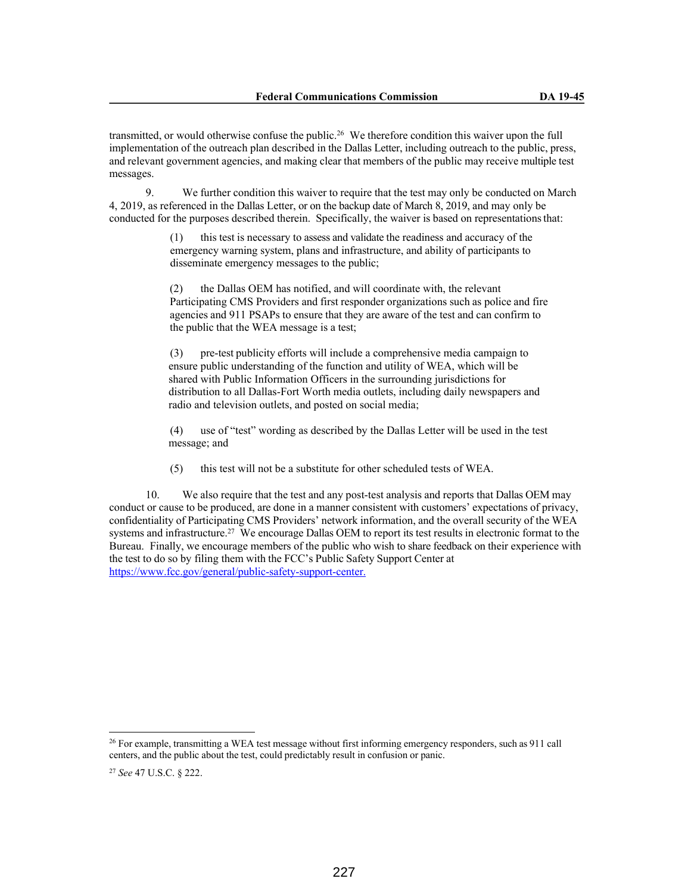transmitted, or would otherwise confuse the public.[26] We therefore condition this waiver upon the full implementation of the outreach plan described in the Dallas Letter, including outreach to the public, press, and relevant government agencies, and making clear that members of the public may receive multiple test messages.

9. We further condition this waiver to require that the test may only be conducted on March 4, 2019, as referenced in the Dallas Letter, or on the backup date of March 8, 2019, and may only be conducted for the purposes described therein. Specifically, the waiver is based on representations that:

> (1) this test is necessary to assess and validate the readiness and accuracy of the emergency warning system, plans and infrastructure, and ability of participants to disseminate emergency messages to the public;
>
> (2) the Dallas OEM has notified, and will coordinate with, the relevant Participating CMS Providers and first responder organizations such as police and fire agencies and 911 PSAPs to ensure that they are aware of the test and can confirm to the public that the WEA message is a test;
>
> (3) pre-test publicity efforts will include a comprehensive media campaign to ensure public understanding of the function and utility of WEA, which will be shared with Public Information Officers in the surrounding jurisdictions for distribution to all Dallas-Fort Worth media outlets, including daily newspapers and radio and television outlets, and posted on social media;
>
> (4) use of "test" wording as described by the Dallas Letter will be used in the test message; and
>
> (5) this test will not be a substitute for other scheduled tests of WEA.

10. We also require that the test and any post-test analysis and reports that Dallas OEM may conduct or cause to be produced, are done in a manner consistent with customers' expectations of privacy, confidentiality of Participating CMS Providers' network information, and the overall security of the WEA systems and infrastructure.[27] We encourage Dallas OEM to report its test results in electronic format to the Bureau. Finally, we encourage members of the public who wish to share feedback on their experience with the test to do so by filing them with the FCC's Public Safety Support Center at https://www.fcc.gov/general/public-safety-support-center.

---

[26] For example, transmitting a WEA test message without first informing emergency responders, such as 911 call centers, and the public about the test, could predictably result in confusion or panic.

[27] *See* 47 U.S.C. § 222.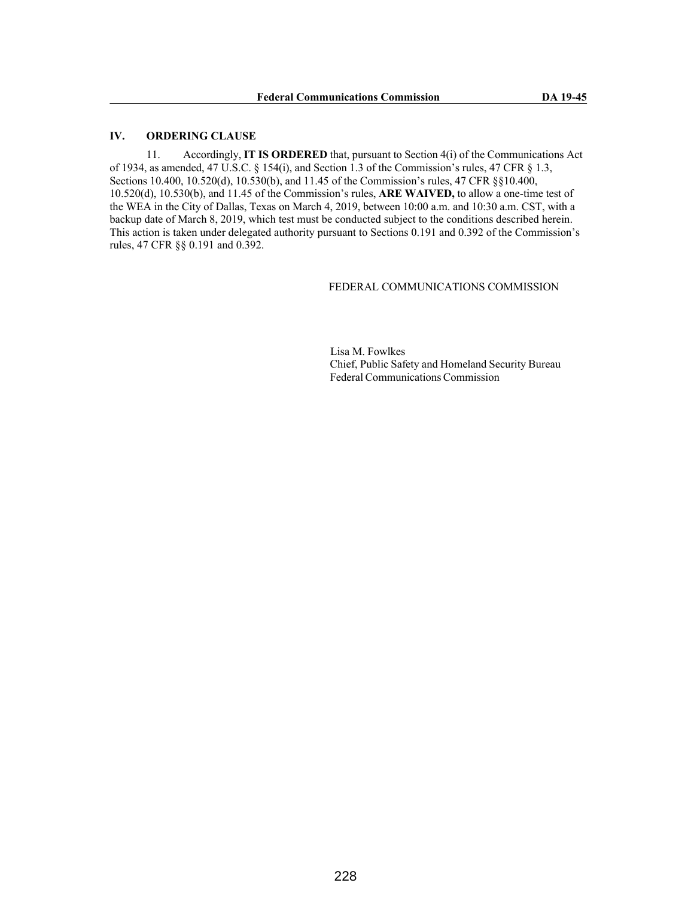## IV. ORDERING CLAUSE

11. Accordingly, **IT IS ORDERED** that, pursuant to Section 4(i) of the Communications Act of 1934, as amended, 47 U.S.C. § 154(i), and Section 1.3 of the Commission's rules, 47 CFR § 1.3, Sections 10.400, 10.520(d), 10.530(b), and 11.45 of the Commission's rules, 47 CFR §§10.400, 10.520(d), 10.530(b), and 11.45 of the Commission's rules, **ARE WAIVED,** to allow a one-time test of the WEA in the City of Dallas, Texas on March 4, 2019, between 10:00 a.m. and 10:30 a.m. CST, with a backup date of March 8, 2019, which test must be conducted subject to the conditions described herein. This action is taken under delegated authority pursuant to Sections 0.191 and 0.392 of the Commission's rules, 47 CFR §§ 0.191 and 0.392.

FEDERAL COMMUNICATIONS COMMISSION

Lisa M. Fowlkes
Chief, Public Safety and Homeland Security Bureau
Federal Communications Commission